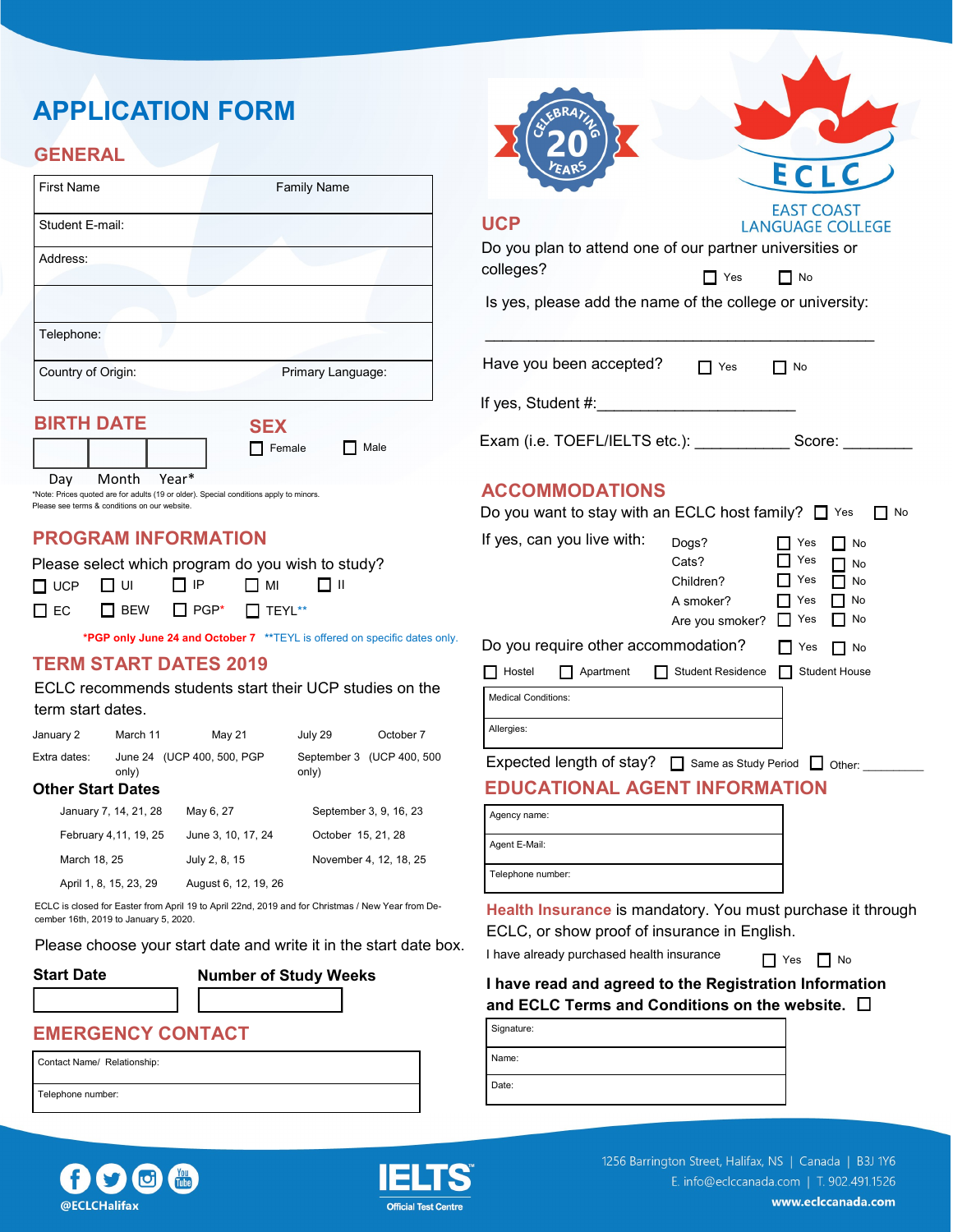# APPLICATION FORM

## GENERAL

| First Name | Family Name |
|---|---|
| Student E-mail: | |
| Address: | |
| | |
| Telephone: | |
| Country of Origin: | Primary Language: |

## BIRTH DATE

| | | |
|---|---|---|
| | | |

Day Month Year*

*Note: Prices quoted are for adults (19 or older). Special conditions apply to minors. Please see terms & conditions on our website.

## SEX

☐ Female ☐ Male

## PROGRAM INFORMATION

Please select which program do you wish to study?

☐ UCP ☐ UI ☐ IP ☐ MI ☐ II

☐ EC ☐ BEW ☐ PGP* ☐ TEYL**

*PGP only June 24 and October 7 **TEYL is offered on specific dates only.

## TERM START DATES 2019

ECLC recommends students start their UCP studies on the term start dates.

| January 2 | March 11 | May 21 | July 29 | October 7 |
|---|---|---|---|---|
| Extra dates: | June 24 (UCP 400, 500, PGP only) | | September 3 (UCP 400, 500 only) | |

### Other Start Dates

| | | |
|---|---|---|
| January 7, 14, 21, 28 | May 6, 27 | September 3, 9, 16, 23 |
| February 4,11, 19, 25 | June 3, 10, 17, 24 | October 15, 21, 28 |
| March 18, 25 | July 2, 8, 15 | November 4, 12, 18, 25 |
| April 1, 8, 15, 23, 29 | August 6, 12, 19, 26 | |

ECLC is closed for Easter from April 19 to April 22nd, 2019 and for Christmas / New Year from December 16th, 2019 to January 5, 2020.

Please choose your start date and write it in the start date box.

**Start Date** ____________ **Number of Study Weeks** ____________

## EMERGENCY CONTACT

| Contact Name/ Relationship: |
|---|
| Telephone number: |

## UCP

Do you plan to attend one of our partner universities or colleges? ☐ Yes ☐ No

Is yes, please add the name of the college or university:

______________________________________________

Have you been accepted? ☐ Yes ☐ No

If yes, Student #:______________________

Exam (i.e. TOEFL/IELTS etc.): ___________ Score: ________

## ACCOMMODATIONS

Do you want to stay with an ECLC host family? ☐ Yes ☐ No

If yes, can you live with:

| | | |
|---|---|---|
| Dogs? | ☐ Yes | ☐ No |
| Cats? | ☐ Yes | ☐ No |
| Children? | ☐ Yes | ☐ No |
| A smoker? | ☐ Yes | ☐ No |
| Are you smoker? | ☐ Yes | ☐ No |

Do you require other accommodation? ☐ Yes ☐ No

☐ Hostel ☐ Apartment ☐ Student Residence ☐ Student House

| Medical Conditions: |
|---|
| Allergies: |

Expected length of stay? ☐ Same as Study Period ☐ Other: _________

## EDUCATIONAL AGENT INFORMATION

| Agency name: |
|---|
| Agent E-Mail: |
| Telephone number: |

**Health Insurance** is mandatory. You must purchase it through ECLC, or show proof of insurance in English.

I have already purchased health insurance ☐ Yes ☐ No

**I have read and agreed to the Registration Information and ECLC Terms and Conditions on the website.** ☐

| Signature: |
|---|
| Name: |
| Date: |

@ECLCHalifax

IELTS Official Test Centre

1256 Barrington Street, Halifax, NS | Canada | B3J 1Y6
E. info@eclccanada.com | T. 902.491.1526
www.eclccanada.com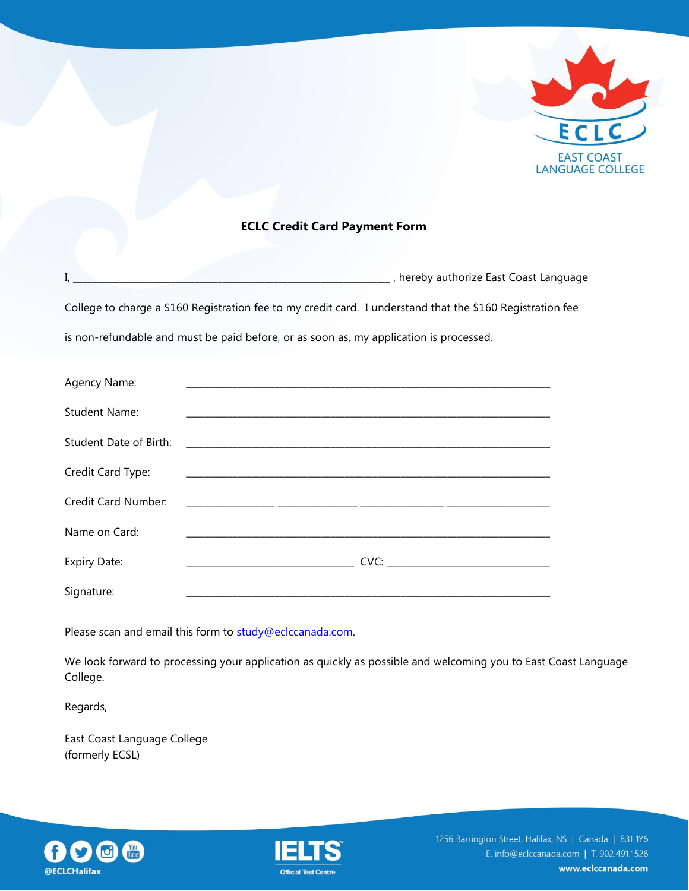EAST COAST LANGUAGE COLLEGE

## ECLC Credit Card Payment Form

I, ______________________________________________________ , hereby authorize East Coast Language College to charge a $160 Registration fee to my credit card. I understand that the $160 Registration fee is non-refundable and must be paid before, or as soon as, my application is processed.

Agency Name: ______________________________________________________

Student Name: ______________________________________________________

Student Date of Birth: ______________________________________________________

Credit Card Type: ______________________________________________________

Credit Card Number: ______________ ______________ ______________ ______________

Name on Card: ______________________________________________________

Expiry Date: __________________________ CVC: __________________________

Signature: ______________________________________________________

Please scan and email this form to study@eclccanada.com.

We look forward to processing your application as quickly as possible and welcoming you to East Coast Language College.

Regards,

East Coast Language College
(formerly ECSL)

@ECLCHalifax

IELTS Official Test Centre

1256 Barrington Street, Halifax, NS | Canada | B3J 1Y6
E. info@eclccanada.com | T. 902.491.1526
www.eclccanada.com